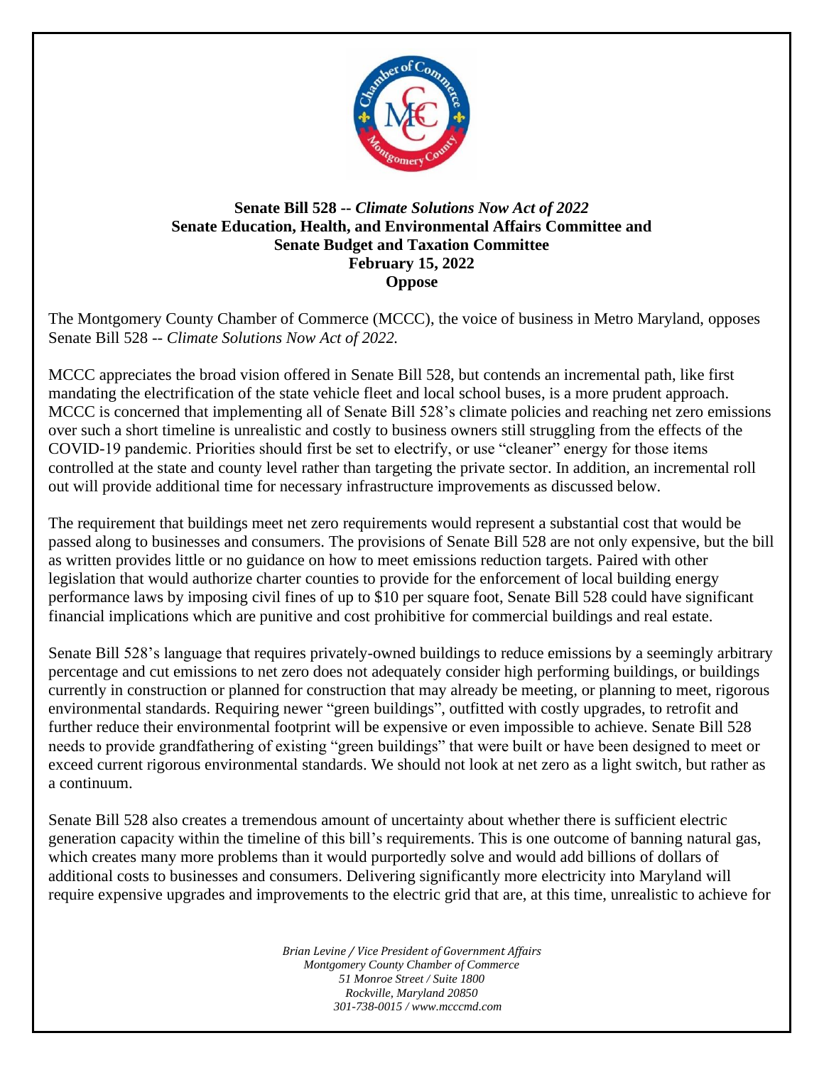**Senate Bill 528 --** ***Climate Solutions Now Act of 2022***
**Senate Education, Health, and Environmental Affairs Committee and**
**Senate Budget and Taxation Committee**
**February 15, 2022**
**Oppose**

The Montgomery County Chamber of Commerce (MCCC), the voice of business in Metro Maryland, opposes Senate Bill 528 -- *Climate Solutions Now Act of 2022.*

MCCC appreciates the broad vision offered in Senate Bill 528, but contends an incremental path, like first mandating the electrification of the state vehicle fleet and local school buses, is a more prudent approach. MCCC is concerned that implementing all of Senate Bill 528's climate policies and reaching net zero emissions over such a short timeline is unrealistic and costly to business owners still struggling from the effects of the COVID-19 pandemic. Priorities should first be set to electrify, or use "cleaner" energy for those items controlled at the state and county level rather than targeting the private sector. In addition, an incremental roll out will provide additional time for necessary infrastructure improvements as discussed below.

The requirement that buildings meet net zero requirements would represent a substantial cost that would be passed along to businesses and consumers. The provisions of Senate Bill 528 are not only expensive, but the bill as written provides little or no guidance on how to meet emissions reduction targets. Paired with other legislation that would authorize charter counties to provide for the enforcement of local building energy performance laws by imposing civil fines of up to $10 per square foot, Senate Bill 528 could have significant financial implications which are punitive and cost prohibitive for commercial buildings and real estate.

Senate Bill 528's language that requires privately-owned buildings to reduce emissions by a seemingly arbitrary percentage and cut emissions to net zero does not adequately consider high performing buildings, or buildings currently in construction or planned for construction that may already be meeting, or planning to meet, rigorous environmental standards. Requiring newer "green buildings", outfitted with costly upgrades, to retrofit and further reduce their environmental footprint will be expensive or even impossible to achieve. Senate Bill 528 needs to provide grandfathering of existing "green buildings" that were built or have been designed to meet or exceed current rigorous environmental standards. We should not look at net zero as a light switch, but rather as a continuum.

Senate Bill 528 also creates a tremendous amount of uncertainty about whether there is sufficient electric generation capacity within the timeline of this bill's requirements. This is one outcome of banning natural gas, which creates many more problems than it would purportedly solve and would add billions of dollars of additional costs to businesses and consumers. Delivering significantly more electricity into Maryland will require expensive upgrades and improvements to the electric grid that are, at this time, unrealistic to achieve for

*Brian Levine / Vice President of Government Affairs*
*Montgomery County Chamber of Commerce*
*51 Monroe Street / Suite 1800*
*Rockville, Maryland 20850*
*301-738-0015 / www.mcccmd.com*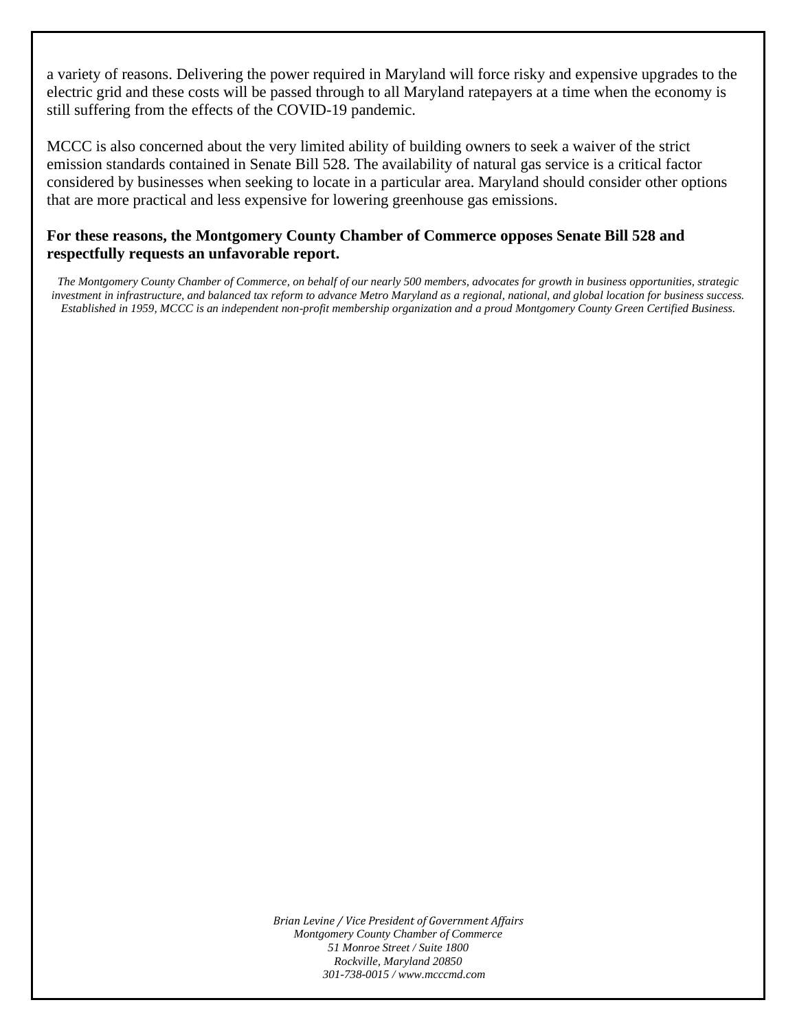a variety of reasons. Delivering the power required in Maryland will force risky and expensive upgrades to the electric grid and these costs will be passed through to all Maryland ratepayers at a time when the economy is still suffering from the effects of the COVID-19 pandemic.

MCCC is also concerned about the very limited ability of building owners to seek a waiver of the strict emission standards contained in Senate Bill 528. The availability of natural gas service is a critical factor considered by businesses when seeking to locate in a particular area. Maryland should consider other options that are more practical and less expensive for lowering greenhouse gas emissions.

**For these reasons, the Montgomery County Chamber of Commerce opposes Senate Bill 528 and respectfully requests an unfavorable report.**

*The Montgomery County Chamber of Commerce, on behalf of our nearly 500 members, advocates for growth in business opportunities, strategic investment in infrastructure, and balanced tax reform to advance Metro Maryland as a regional, national, and global location for business success. Established in 1959, MCCC is an independent non-profit membership organization and a proud Montgomery County Green Certified Business.*

*Brian Levine / Vice President of Government Affairs*
*Montgomery County Chamber of Commerce*
*51 Monroe Street / Suite 1800*
*Rockville, Maryland 20850*
*301-738-0015 / www.mcccmd.com*